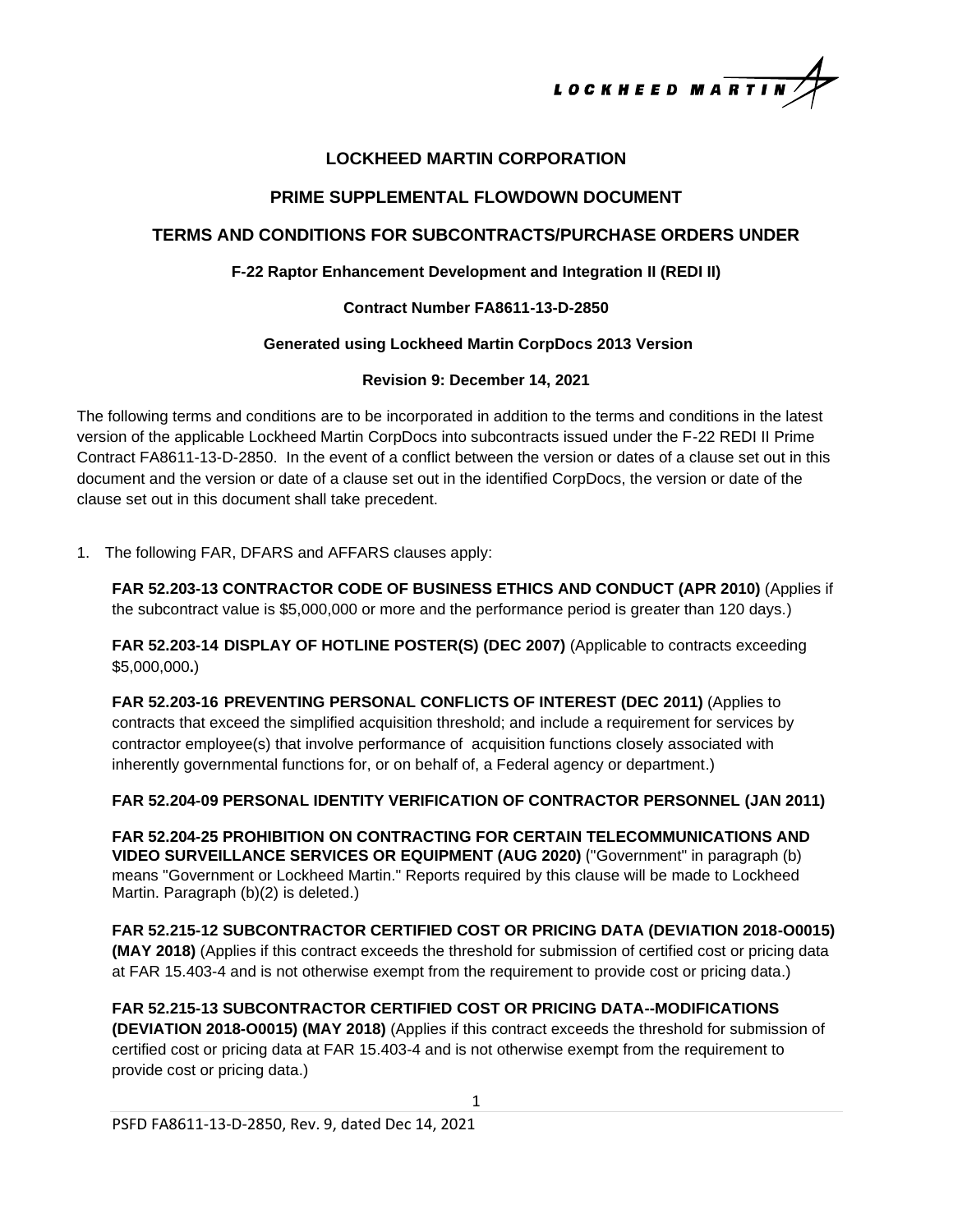# LOCKHEED MARTIN CORPORATION

## PRIME SUPPLEMENTAL FLOWDOWN DOCUMENT

## TERMS AND CONDITIONS FOR SUBCONTRACTS/PURCHASE ORDERS UNDER

### F-22 Raptor Enhancement Development and Integration II (REDI II)

### Contract Number FA8611-13-D-2850

### Generated using Lockheed Martin CorpDocs 2013 Version

### Revision 9: December 14, 2021

The following terms and conditions are to be incorporated in addition to the terms and conditions in the latest version of the applicable Lockheed Martin CorpDocs into subcontracts issued under the F-22 REDI II Prime Contract FA8611-13-D-2850. In the event of a conflict between the version or dates of a clause set out in this document and the version or date of a clause set out in the identified CorpDocs, the version or date of the clause set out in this document shall take precedent.

1. The following FAR, DFARS and AFFARS clauses apply:

   **FAR 52.203-13 CONTRACTOR CODE OF BUSINESS ETHICS AND CONDUCT (APR 2010)** (Applies if the subcontract value is $5,000,000 or more and the performance period is greater than 120 days.)

   **FAR 52.203-14 DISPLAY OF HOTLINE POSTER(S) (DEC 2007)** (Applicable to contracts exceeding $5,000,000**.**)

   **FAR 52.203-16 PREVENTING PERSONAL CONFLICTS OF INTEREST (DEC 2011)** (Applies to contracts that exceed the simplified acquisition threshold; and include a requirement for services by contractor employee(s) that involve performance of acquisition functions closely associated with inherently governmental functions for, or on behalf of, a Federal agency or department.)

   **FAR 52.204-09 PERSONAL IDENTITY VERIFICATION OF CONTRACTOR PERSONNEL (JAN 2011)**

   **FAR 52.204-25 PROHIBITION ON CONTRACTING FOR CERTAIN TELECOMMUNICATIONS AND VIDEO SURVEILLANCE SERVICES OR EQUIPMENT (AUG 2020)** ("Government" in paragraph (b) means "Government or Lockheed Martin." Reports required by this clause will be made to Lockheed Martin. Paragraph (b)(2) is deleted.)

   **FAR 52.215-12 SUBCONTRACTOR CERTIFIED COST OR PRICING DATA (DEVIATION 2018-O0015) (MAY 2018)** (Applies if this contract exceeds the threshold for submission of certified cost or pricing data at FAR 15.403-4 and is not otherwise exempt from the requirement to provide cost or pricing data.)

   **FAR 52.215-13 SUBCONTRACTOR CERTIFIED COST OR PRICING DATA--MODIFICATIONS (DEVIATION 2018-O0015) (MAY 2018)** (Applies if this contract exceeds the threshold for submission of certified cost or pricing data at FAR 15.403-4 and is not otherwise exempt from the requirement to provide cost or pricing data.)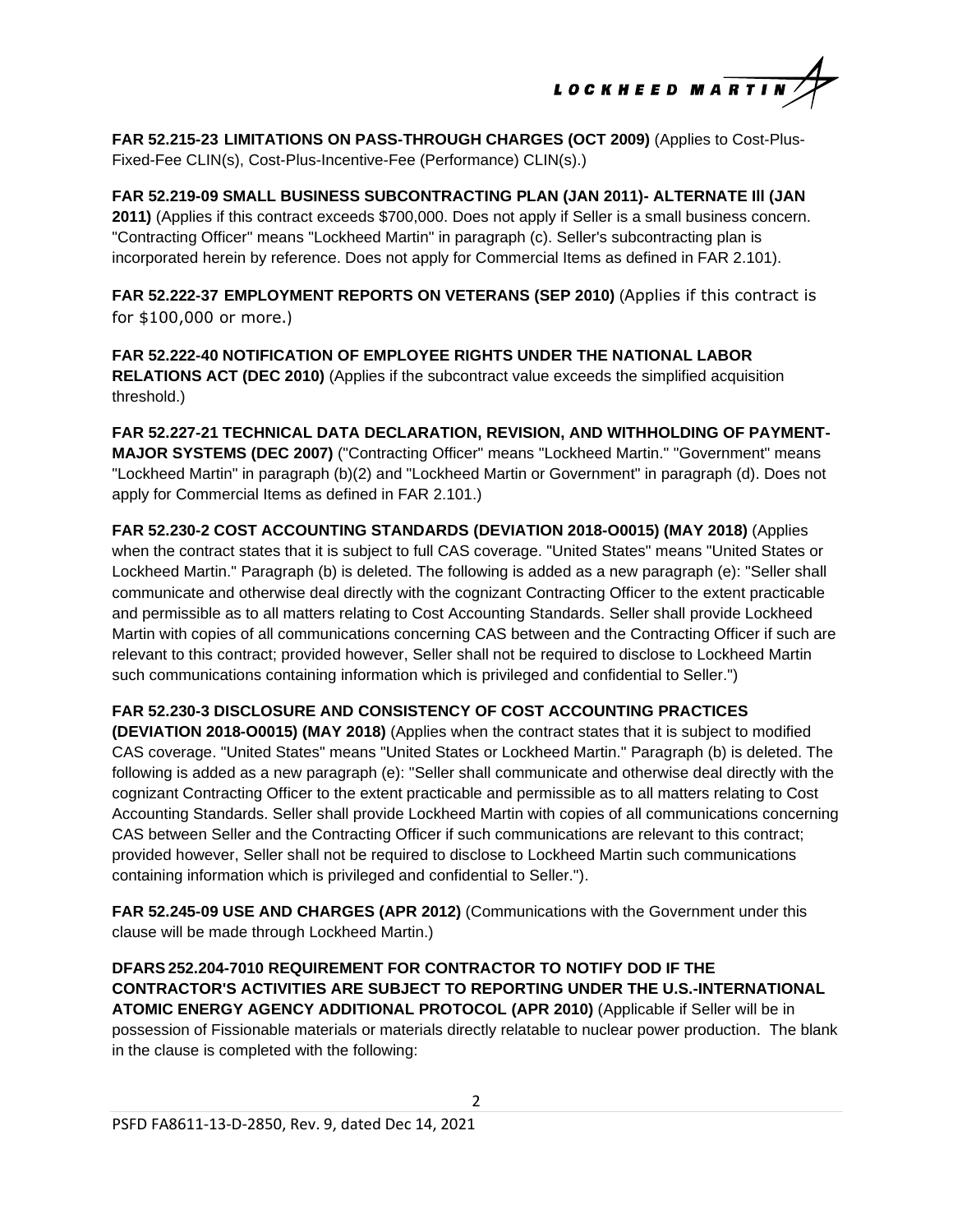**FAR 52.215-23 LIMITATIONS ON PASS-THROUGH CHARGES (OCT 2009)** (Applies to Cost-Plus-Fixed-Fee CLIN(s), Cost-Plus-Incentive-Fee (Performance) CLIN(s).)

**FAR 52.219-09 SMALL BUSINESS SUBCONTRACTING PLAN (JAN 2011)- ALTERNATE III (JAN 2011)** (Applies if this contract exceeds $700,000. Does not apply if Seller is a small business concern. "Contracting Officer" means "Lockheed Martin" in paragraph (c). Seller's subcontracting plan is incorporated herein by reference. Does not apply for Commercial Items as defined in FAR 2.101).

**FAR 52.222-37 EMPLOYMENT REPORTS ON VETERANS (SEP 2010)** (Applies if this contract is for $100,000 or more.)

**FAR 52.222-40 NOTIFICATION OF EMPLOYEE RIGHTS UNDER THE NATIONAL LABOR RELATIONS ACT (DEC 2010)** (Applies if the subcontract value exceeds the simplified acquisition threshold.)

**FAR 52.227-21 TECHNICAL DATA DECLARATION, REVISION, AND WITHHOLDING OF PAYMENT-MAJOR SYSTEMS (DEC 2007)** ("Contracting Officer" means "Lockheed Martin." "Government" means "Lockheed Martin" in paragraph (b)(2) and "Lockheed Martin or Government" in paragraph (d). Does not apply for Commercial Items as defined in FAR 2.101.)

**FAR 52.230-2 COST ACCOUNTING STANDARDS (DEVIATION 2018-O0015) (MAY 2018)** (Applies when the contract states that it is subject to full CAS coverage. "United States" means "United States or Lockheed Martin." Paragraph (b) is deleted. The following is added as a new paragraph (e): "Seller shall communicate and otherwise deal directly with the cognizant Contracting Officer to the extent practicable and permissible as to all matters relating to Cost Accounting Standards. Seller shall provide Lockheed Martin with copies of all communications concerning CAS between and the Contracting Officer if such are relevant to this contract; provided however, Seller shall not be required to disclose to Lockheed Martin such communications containing information which is privileged and confidential to Seller.")

**FAR 52.230-3 DISCLOSURE AND CONSISTENCY OF COST ACCOUNTING PRACTICES (DEVIATION 2018-O0015) (MAY 2018)** (Applies when the contract states that it is subject to modified CAS coverage. "United States" means "United States or Lockheed Martin." Paragraph (b) is deleted. The following is added as a new paragraph (e): "Seller shall communicate and otherwise deal directly with the cognizant Contracting Officer to the extent practicable and permissible as to all matters relating to Cost Accounting Standards. Seller shall provide Lockheed Martin with copies of all communications concerning CAS between Seller and the Contracting Officer if such communications are relevant to this contract; provided however, Seller shall not be required to disclose to Lockheed Martin such communications containing information which is privileged and confidential to Seller.").

**FAR 52.245-09 USE AND CHARGES (APR 2012)** (Communications with the Government under this clause will be made through Lockheed Martin.)

**DFARS 252.204-7010 REQUIREMENT FOR CONTRACTOR TO NOTIFY DOD IF THE CONTRACTOR'S ACTIVITIES ARE SUBJECT TO REPORTING UNDER THE U.S.-INTERNATIONAL ATOMIC ENERGY AGENCY ADDITIONAL PROTOCOL (APR 2010)** (Applicable if Seller will be in possession of Fissionable materials or materials directly relatable to nuclear power production. The blank in the clause is completed with the following: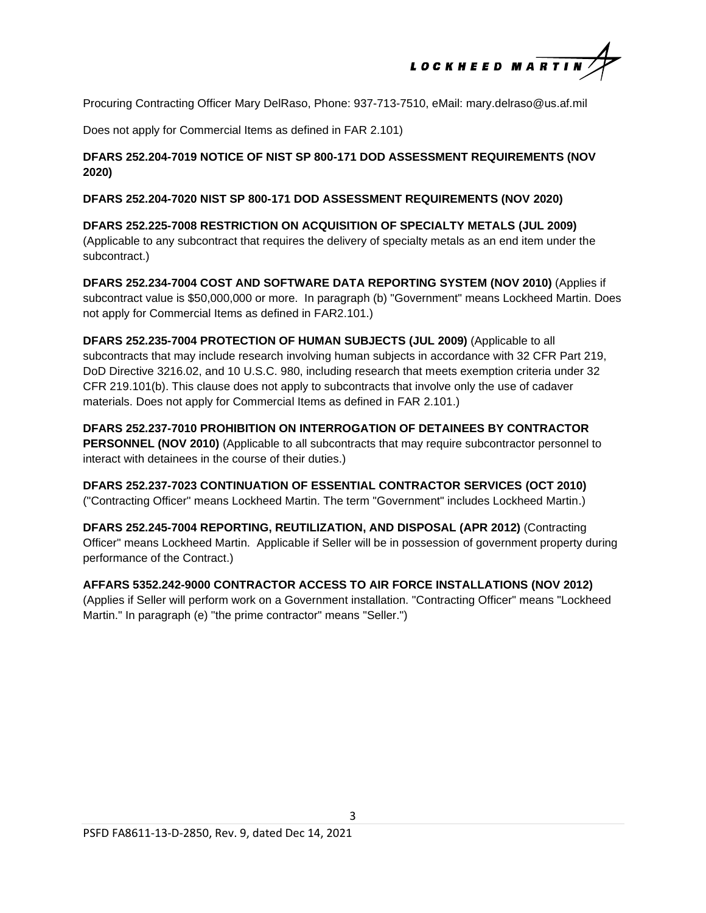Procuring Contracting Officer Mary DelRaso, Phone: 937-713-7510, eMail: mary.delraso@us.af.mil

Does not apply for Commercial Items as defined in FAR 2.101)

**DFARS 252.204-7019 NOTICE OF NIST SP 800-171 DOD ASSESSMENT REQUIREMENTS (NOV 2020)**

**DFARS 252.204-7020 NIST SP 800-171 DOD ASSESSMENT REQUIREMENTS (NOV 2020)**

**DFARS 252.225-7008 RESTRICTION ON ACQUISITION OF SPECIALTY METALS (JUL 2009)** (Applicable to any subcontract that requires the delivery of specialty metals as an end item under the subcontract.)

**DFARS 252.234-7004 COST AND SOFTWARE DATA REPORTING SYSTEM (NOV 2010)** (Applies if subcontract value is $50,000,000 or more. In paragraph (b) "Government" means Lockheed Martin. Does not apply for Commercial Items as defined in FAR2.101.)

**DFARS 252.235-7004 PROTECTION OF HUMAN SUBJECTS (JUL 2009)** (Applicable to all subcontracts that may include research involving human subjects in accordance with 32 CFR Part 219, DoD Directive 3216.02, and 10 U.S.C. 980, including research that meets exemption criteria under 32 CFR 219.101(b). This clause does not apply to subcontracts that involve only the use of cadaver materials. Does not apply for Commercial Items as defined in FAR 2.101.)

**DFARS 252.237-7010 PROHIBITION ON INTERROGATION OF DETAINEES BY CONTRACTOR PERSONNEL (NOV 2010)** (Applicable to all subcontracts that may require subcontractor personnel to interact with detainees in the course of their duties.)

**DFARS 252.237-7023 CONTINUATION OF ESSENTIAL CONTRACTOR SERVICES (OCT 2010)** ("Contracting Officer" means Lockheed Martin. The term "Government" includes Lockheed Martin.)

**DFARS 252.245-7004 REPORTING, REUTILIZATION, AND DISPOSAL (APR 2012)** (Contracting Officer" means Lockheed Martin. Applicable if Seller will be in possession of government property during performance of the Contract.)

**AFFARS 5352.242-9000 CONTRACTOR ACCESS TO AIR FORCE INSTALLATIONS (NOV 2012)** (Applies if Seller will perform work on a Government installation. "Contracting Officer" means "Lockheed Martin." In paragraph (e) "the prime contractor" means "Seller.")